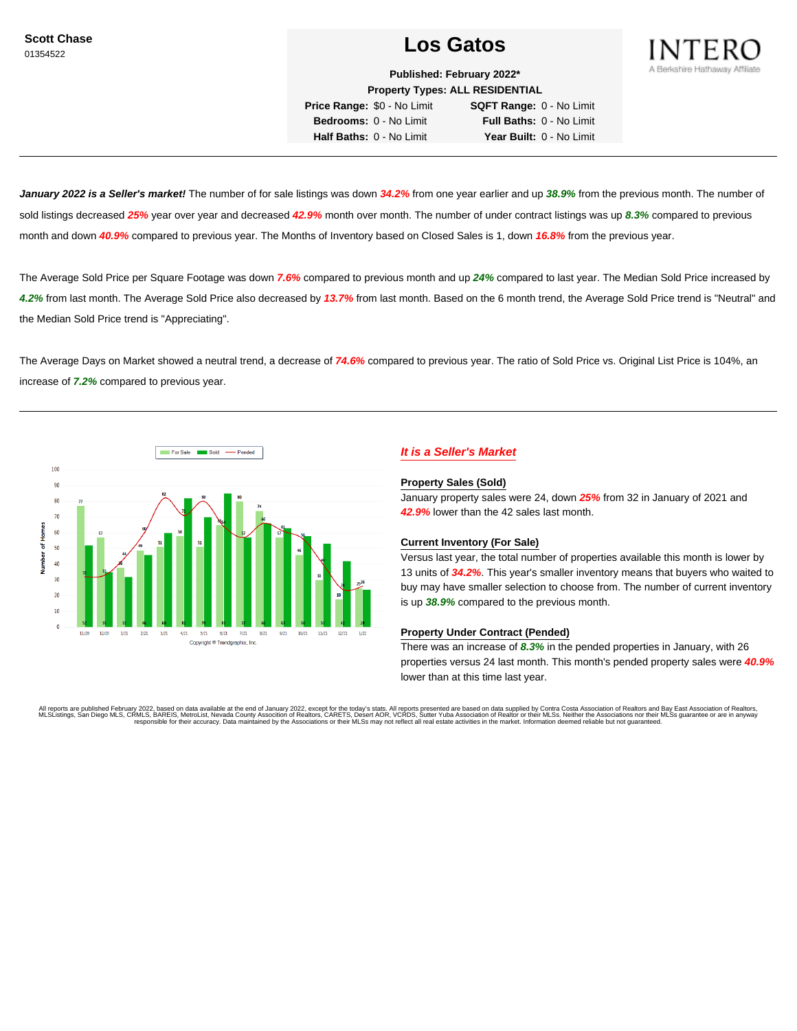**Scott Chase**
01354522

# Los Gatos

**Published: February 2022***
**Property Types: ALL RESIDENTIAL**

| | | | |
|---|---|---|---|
| **Price Range:** | $0 - No Limit | **SQFT Range:** | 0 - No Limit |
| **Bedrooms:** | 0 - No Limit | **Full Baths:** | 0 - No Limit |
| **Half Baths:** | 0 - No Limit | **Year Built:** | 0 - No Limit |

INTERO
A Berkshire Hathaway Affiliate

***January 2022 is a Seller's market!*** The number of for sale listings was down ***34.2%*** from one year earlier and up ***38.9%*** from the previous month. The number of sold listings decreased ***25%*** year over year and decreased ***42.9%*** month over month. The number of under contract listings was up ***8.3%*** compared to previous month and down ***40.9%*** compared to previous year. The Months of Inventory based on Closed Sales is 1, down ***16.8%*** from the previous year.

The Average Sold Price per Square Footage was down ***7.6%*** compared to previous month and up ***24%*** compared to last year. The Median Sold Price increased by ***4.2%*** from last month. The Average Sold Price also decreased by ***13.7%*** from last month. Based on the 6 month trend, the Average Sold Price trend is "Neutral" and the Median Sold Price trend is "Appreciating".

The Average Days on Market showed a neutral trend, a decrease of ***74.6%*** compared to previous year. The ratio of Sold Price vs. Original List Price is 104%, an increase of ***7.2%*** compared to previous year.

| Month | For Sale | Sold | Pended |
|---|---|---|---|
| 11/20 | 77 | 52 | 32 |
| 12/20 | 57 | 35 | 35 |
| 1/21 | 38 | 32 | 44 |
| 2/21 | 49 | 46 | 60 |
| 3/21 | 51 | 60 | 82 |
| 4/21 | 58 | 82 | 71 |
| 5/21 | 51 | 70 | 80 |
| 6/21 | 65 | 85 | 64 |
| 7/21 | 80 | 57 | 57 |
| 8/21 | 74 | 66 | 66 |
| 9/21 | 57 | 63 | 61 |
| 10/21 | 46 | 58 | 56 |
| 11/21 | 30 | 53 | 41 |
| 12/21 | 18 | 42 | 24 |
| 1/22 | 25 | 24 | 26 |

Copyright © Trendgraphix, Inc.

## *It is a Seller's Market*

### Property Sales (Sold)

January property sales were 24, down ***25%*** from 32 in January of 2021 and ***42.9%*** lower than the 42 sales last month.

### Current Inventory (For Sale)

Versus last year, the total number of properties available this month is lower by 13 units of ***34.2%***. This year's smaller inventory means that buyers who waited to buy may have smaller selection to choose from. The number of current inventory is up ***38.9%*** compared to the previous month.

### Property Under Contract (Pended)

There was an increase of ***8.3%*** in the pended properties in January, with 26 properties versus 24 last month. This month's pended property sales were ***40.9%*** lower than at this time last year.

All reports are published February 2022, based on data available at the end of January 2022, except for the today's stats. All reports presented are based on data supplied by Contra Costa Association of Realtors and Bay East Association of Realtors, MLSListings, San Diego MLS, CRMLS, BAREIS, MetroList, Nevada County Association of Realtors, CARETS, Desert AOR, VCRDS, Sutter Yuba Association of Realtor or their MLSs. Neither the Associations nor their MLSs guarantee or are in anyway responsible for their accuracy. Data maintained by the Associations or their MLSs may not reflect all real estate activities in the market. Information deemed reliable but not guaranteed.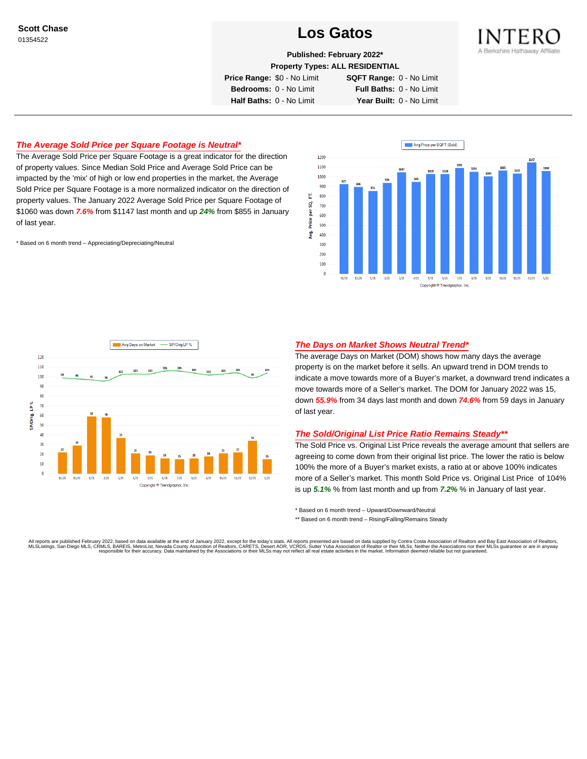**Scott Chase**
01354522

# Los Gatos

**Published: February 2022***
**Property Types: ALL RESIDENTIAL**

**Price Range:** $0 - No Limit **SQFT Range:** 0 - No Limit
**Bedrooms:** 0 - No Limit **Full Baths:** 0 - No Limit
**Half Baths:** 0 - No Limit **Year Built:** 0 - No Limit

## *The Average Sold Price per Square Footage is Neutral**

The Average Sold Price per Square Footage is a great indicator for the direction of property values. Since Median Sold Price and Average Sold Price can be impacted by the 'mix' of high or low end properties in the market, the Average Sold Price per Square Footage is a more normalized indicator on the direction of property values. The January 2022 Average Sold Price per Square Footage of $1060 was down ***7.6%*** from $1147 last month and up ***24%*** from $855 in January of last year.

\* Based on 6 month trend – Appreciating/Depreciating/Neutral

## *The Days on Market Shows Neutral Trend**

The average Days on Market (DOM) shows how many days the average property is on the market before it sells. An upward trend in DOM trends to indicate a move towards more of a Buyer's market, a downward trend indicates a move towards more of a Seller's market. The DOM for January 2022 was 15, down ***55.9%*** from 34 days last month and down ***74.6%*** from 59 days in January of last year.

## *The Sold/Original List Price Ratio Remains Steady***

The Sold Price vs. Original List Price reveals the average amount that sellers are agreeing to come down from their original list price. The lower the ratio is below 100% the more of a Buyer's market exists, a ratio at or above 100% indicates more of a Seller's market. This month Sold Price vs. Original List Price of 104% is up ***5.1%*** % from last month and up from ***7.2%*** % in January of last year.

\* Based on 6 month trend – Upward/Downward/Neutral

\** Based on 6 month trend – Rising/Falling/Remains Steady

All reports are published February 2022, based on data available at the end of January 2022, except for the today's stats. All reports are presented based on data supplied by Contra Costa Association of Realtors and Bay East Association of Realtors, MLSListings, San Diego MLS, CRMLS, BAREIS, MetroList, Nevada County Association of Realtors, CARETS, Desert AOR, VCRDS, Sutter Yuba Association of Realtor or their MLSs. Neither the Associations nor their MLSs guarantee or are in anyway responsible for their accuracy. Data maintained by the Associations or their MLSs may not reflect all real estate activities in the market. Information deemed reliable but not guaranteed.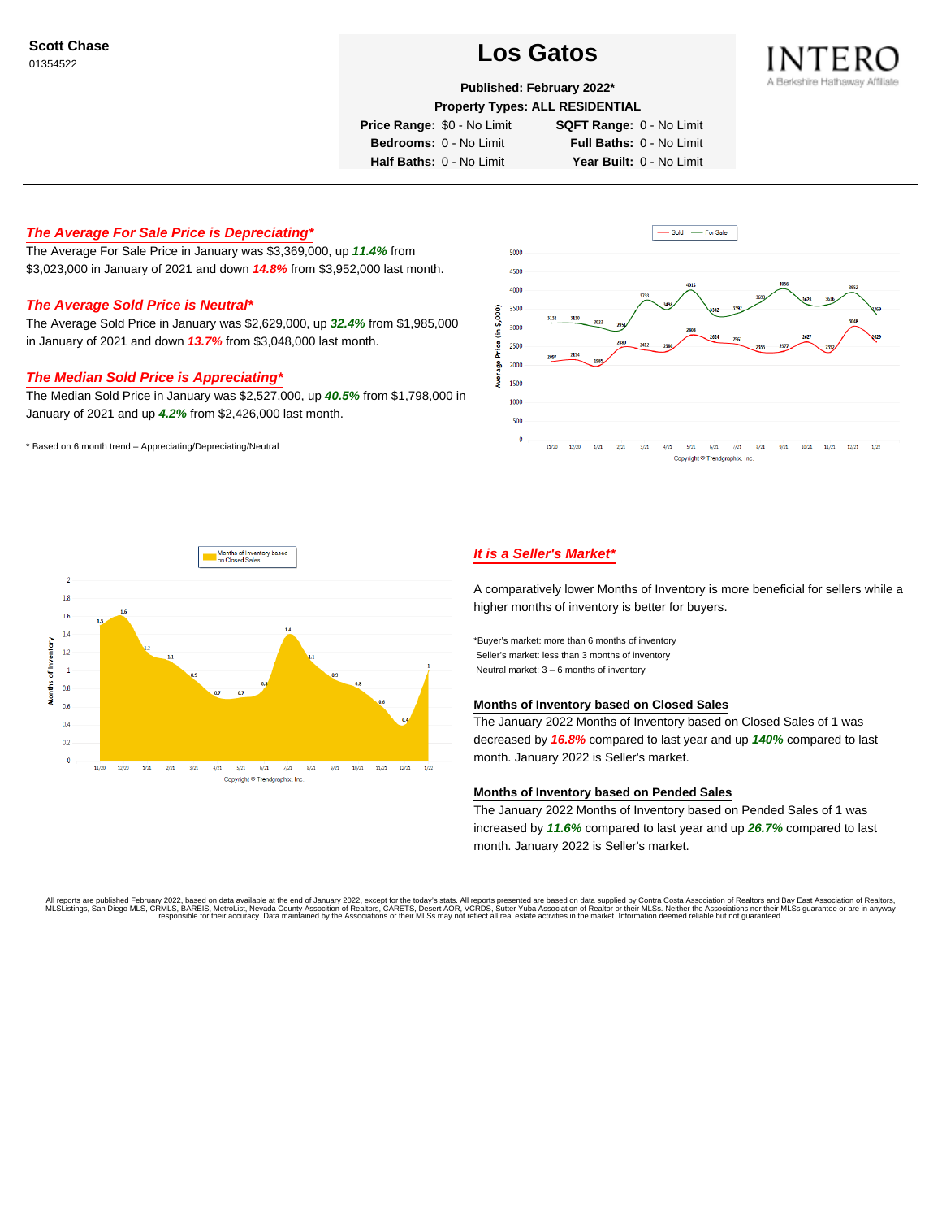Scott Chase
01354522

# Los Gatos

**Published: February 2022***
**Property Types: ALL RESIDENTIAL**

| | | | |
|---|---|---|---|
| **Price Range:** | $0 - No Limit | **SQFT Range:** | 0 - No Limit |
| **Bedrooms:** | 0 - No Limit | **Full Baths:** | 0 - No Limit |
| **Half Baths:** | 0 - No Limit | **Year Built:** | 0 - No Limit |

INTERO
A Berkshire Hathaway Affiliate

### *The Average For Sale Price is Depreciating**

The Average For Sale Price in January was $3,369,000, up ***11.4%*** from $3,023,000 in January of 2021 and down ***14.8%*** from $3,952,000 last month.

### *The Average Sold Price is Neutral**

The Average Sold Price in January was $2,629,000, up ***32.4%*** from $1,985,000 in January of 2021 and down ***13.7%*** from $3,048,000 last month.

### *The Median Sold Price is Appreciating**

The Median Sold Price in January was $2,527,000, up ***40.5%*** from $1,798,000 in January of 2021 and up ***4.2%*** from $2,426,000 last month.

* Based on 6 month trend – Appreciating/Depreciating/Neutral

### *It is a Seller's Market**

A comparatively lower Months of Inventory is more beneficial for sellers while a higher months of inventory is better for buyers.

*Buyer's market: more than 6 months of inventory
Seller's market: less than 3 months of inventory
Neutral market: 3 – 6 months of inventory

#### Months of Inventory based on Closed Sales

The January 2022 Months of Inventory based on Closed Sales of 1 was decreased by ***16.8%*** compared to last year and up ***140%*** compared to last month. January 2022 is Seller's market.

#### Months of Inventory based on Pended Sales

The January 2022 Months of Inventory based on Pended Sales of 1 was increased by ***11.6%*** compared to last year and up ***26.7%*** compared to last month. January 2022 is Seller's market.

All reports are published February 2022, based on data available at the end of January 2022, except for the today's stats. All reports presented are based on data supplied by Contra Costa Association of Realtors and Bay East Association of Realtors, MLSListings, San Diego MLS, CRMLS, BAREIS, MetroList, Nevada County Association of Realtors, CARETS, Desert AOR, VCRDS, Sutter Yuba Association of Realtor or their MLSs. Neither the Associations nor their MLSs guarantee or are in anyway responsible for their accuracy. Data maintained by the Associations or their MLSs may not reflect all real estate activities in the market. Information deemed reliable but not guaranteed.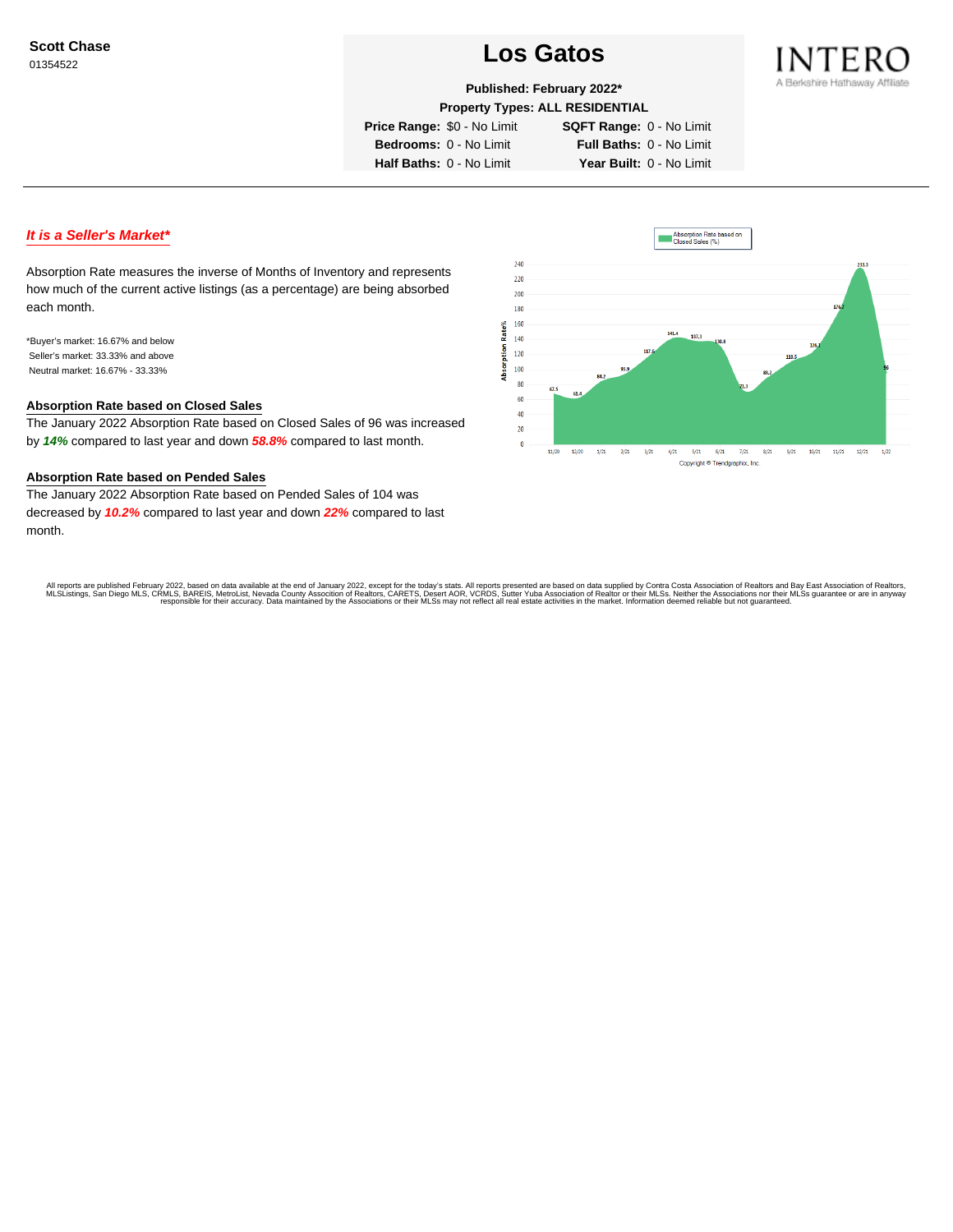**Scott Chase**
01354522

# Los Gatos

**Published: February 2022***
**Property Types: ALL RESIDENTIAL**

**Price Range:** $0 - No Limit **SQFT Range:** 0 - No Limit
**Bedrooms:** 0 - No Limit **Full Baths:** 0 - No Limit
**Half Baths:** 0 - No Limit **Year Built:** 0 - No Limit

INTERO
A Berkshire Hathaway Affiliate

***It is a Seller's Market****

Absorption Rate measures the inverse of Months of Inventory and represents how much of the current active listings (as a percentage) are being absorbed each month.

*Buyer's market: 16.67% and below
Seller's market: 33.33% and above
Neutral market: 16.67% - 33.33%

**Absorption Rate based on Closed Sales**

The January 2022 Absorption Rate based on Closed Sales of 96 was increased by ***14%*** compared to last year and down ***58.8%*** compared to last month.

**Absorption Rate based on Pended Sales**

The January 2022 Absorption Rate based on Pended Sales of 104 was decreased by ***10.2%*** compared to last year and down ***22%*** compared to last month.

Absorption Rate based on Closed Sales (%)

Absorption Rate%

240
220
200
180
160
140
120
100
80
60
40
20
0

67.5
61.4
84.2
91.9
117.6
141.4
137.3
136.8
71.3
89.2
110.5
124.1
176.2
233.3
96

11/20 12/20 1/21 2/21 3/21 4/21 5/21 6/21 7/21 8/21 9/21 10/21 11/21 12/21 1/22

Copyright ® Trendgraphix, Inc.

All reports are published February 2022, based on data available at the end of January 2022, except for the today's stats. All reports presented are based on data supplied by Contra Costa Association of Realtors and Bay East Association of Realtors, MLSListings, San Diego MLS, CRMLS, BAREIS, MetroList, Nevada County Association of Realtors, CARETS, Desert AOR, VCRDS, Sutter Yuba Association of Realtor or their MLSs. Neither the Associations nor their MLSs guarantee or are in anyway responsible for their accuracy. Data maintained by the Associations or their MLSs may not reflect all real estate activities in the market. Information deemed reliable but not guaranteed.